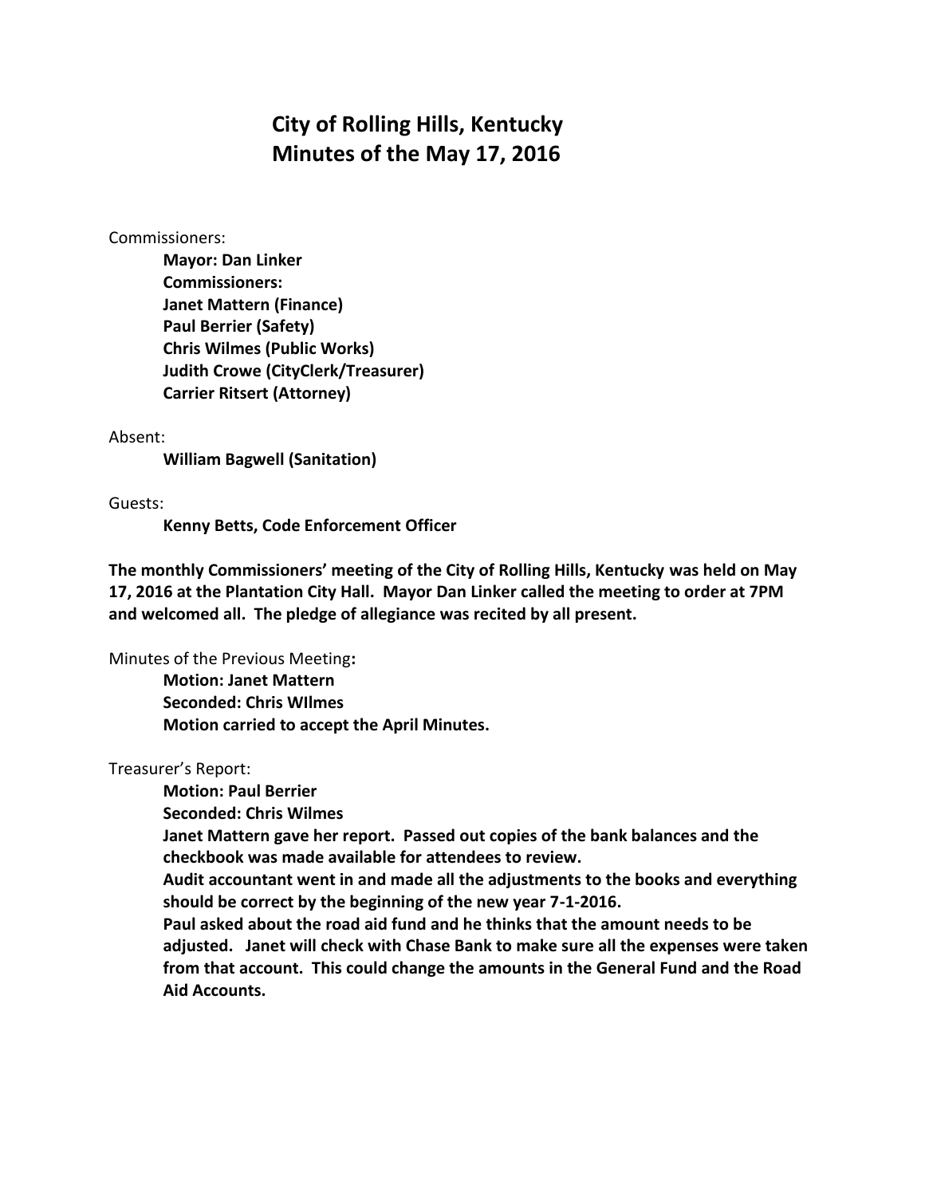# City of Rolling Hills, Kentucky
# Minutes of the May 17, 2016

Commissioners:

**Mayor: Dan Linker**
**Commissioners:**
**Janet Mattern (Finance)**
**Paul Berrier (Safety)**
**Chris Wilmes (Public Works)**
**Judith Crowe (CityClerk/Treasurer)**
**Carrier Ritsert (Attorney)**

Absent:

**William Bagwell (Sanitation)**

Guests:

**Kenny Betts, Code Enforcement Officer**

**The monthly Commissioners' meeting of the City of Rolling Hills, Kentucky was held on May 17, 2016 at the Plantation City Hall. Mayor Dan Linker called the meeting to order at 7PM and welcomed all. The pledge of allegiance was recited by all present.**

Minutes of the Previous Meeting**:**

**Motion: Janet Mattern**
**Seconded: Chris WIlmes**
**Motion carried to accept the April Minutes.**

Treasurer's Report:

**Motion: Paul Berrier**
**Seconded: Chris Wilmes**
**Janet Mattern gave her report. Passed out copies of the bank balances and the checkbook was made available for attendees to review.**
**Audit accountant went in and made all the adjustments to the books and everything should be correct by the beginning of the new year 7-1-2016.**
**Paul asked about the road aid fund and he thinks that the amount needs to be adjusted. Janet will check with Chase Bank to make sure all the expenses were taken from that account. This could change the amounts in the General Fund and the Road Aid Accounts.**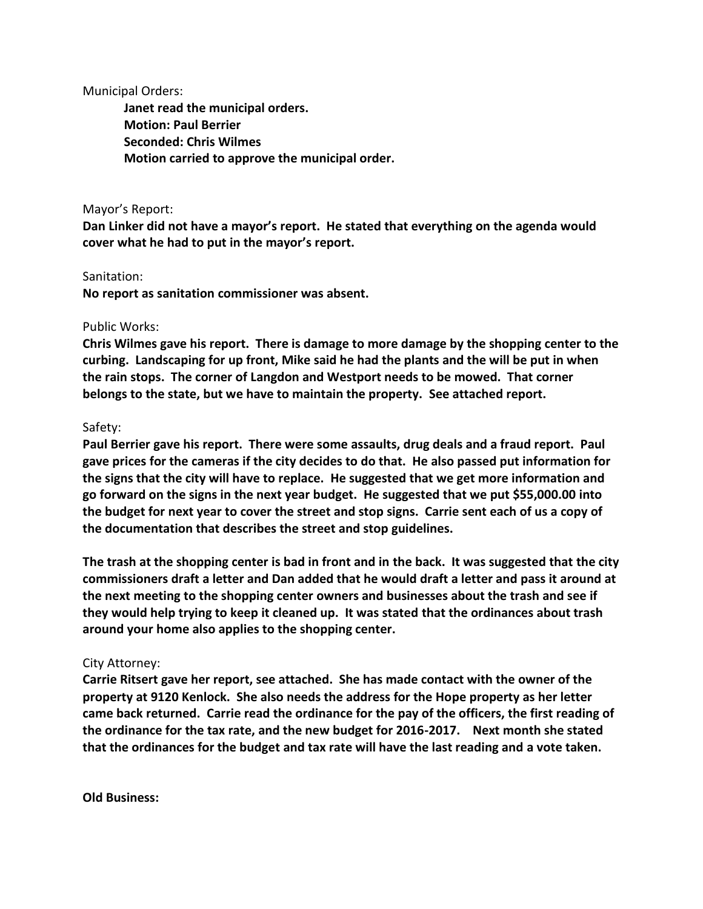Municipal Orders:

**Janet read the municipal orders.**
**Motion: Paul Berrier**
**Seconded: Chris Wilmes**
**Motion carried to approve the municipal order.**

Mayor's Report:

**Dan Linker did not have a mayor's report. He stated that everything on the agenda would cover what he had to put in the mayor's report.**

Sanitation:

**No report as sanitation commissioner was absent.**

Public Works:

**Chris Wilmes gave his report. There is damage to more damage by the shopping center to the curbing. Landscaping for up front, Mike said he had the plants and the will be put in when the rain stops. The corner of Langdon and Westport needs to be mowed. That corner belongs to the state, but we have to maintain the property. See attached report.**

Safety:

**Paul Berrier gave his report. There were some assaults, drug deals and a fraud report. Paul gave prices for the cameras if the city decides to do that. He also passed put information for the signs that the city will have to replace. He suggested that we get more information and go forward on the signs in the next year budget. He suggested that we put $55,000.00 into the budget for next year to cover the street and stop signs. Carrie sent each of us a copy of the documentation that describes the street and stop guidelines.**

**The trash at the shopping center is bad in front and in the back. It was suggested that the city commissioners draft a letter and Dan added that he would draft a letter and pass it around at the next meeting to the shopping center owners and businesses about the trash and see if they would help trying to keep it cleaned up. It was stated that the ordinances about trash around your home also applies to the shopping center.**

City Attorney:

**Carrie Ritsert gave her report, see attached. She has made contact with the owner of the property at 9120 Kenlock. She also needs the address for the Hope property as her letter came back returned. Carrie read the ordinance for the pay of the officers, the first reading of the ordinance for the tax rate, and the new budget for 2016-2017. Next month she stated that the ordinances for the budget and tax rate will have the last reading and a vote taken.**

**Old Business:**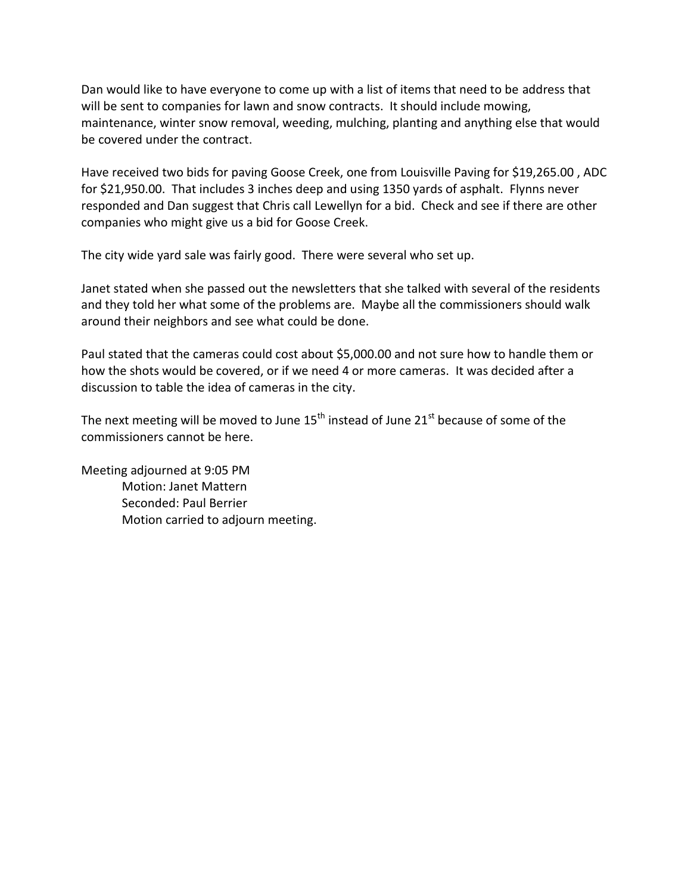Dan would like to have everyone to come up with a list of items that need to be address that will be sent to companies for lawn and snow contracts. It should include mowing, maintenance, winter snow removal, weeding, mulching, planting and anything else that would be covered under the contract.

Have received two bids for paving Goose Creek, one from Louisville Paving for $19,265.00 , ADC for $21,950.00. That includes 3 inches deep and using 1350 yards of asphalt. Flynns never responded and Dan suggest that Chris call Lewellyn for a bid. Check and see if there are other companies who might give us a bid for Goose Creek.

The city wide yard sale was fairly good. There were several who set up.

Janet stated when she passed out the newsletters that she talked with several of the residents and they told her what some of the problems are. Maybe all the commissioners should walk around their neighbors and see what could be done.

Paul stated that the cameras could cost about $5,000.00 and not sure how to handle them or how the shots would be covered, or if we need 4 or more cameras. It was decided after a discussion to table the idea of cameras in the city.

The next meeting will be moved to June 15th instead of June 21st because of some of the commissioners cannot be here.

Meeting adjourned at 9:05 PM
- Motion: Janet Mattern
- Seconded: Paul Berrier
- Motion carried to adjourn meeting.